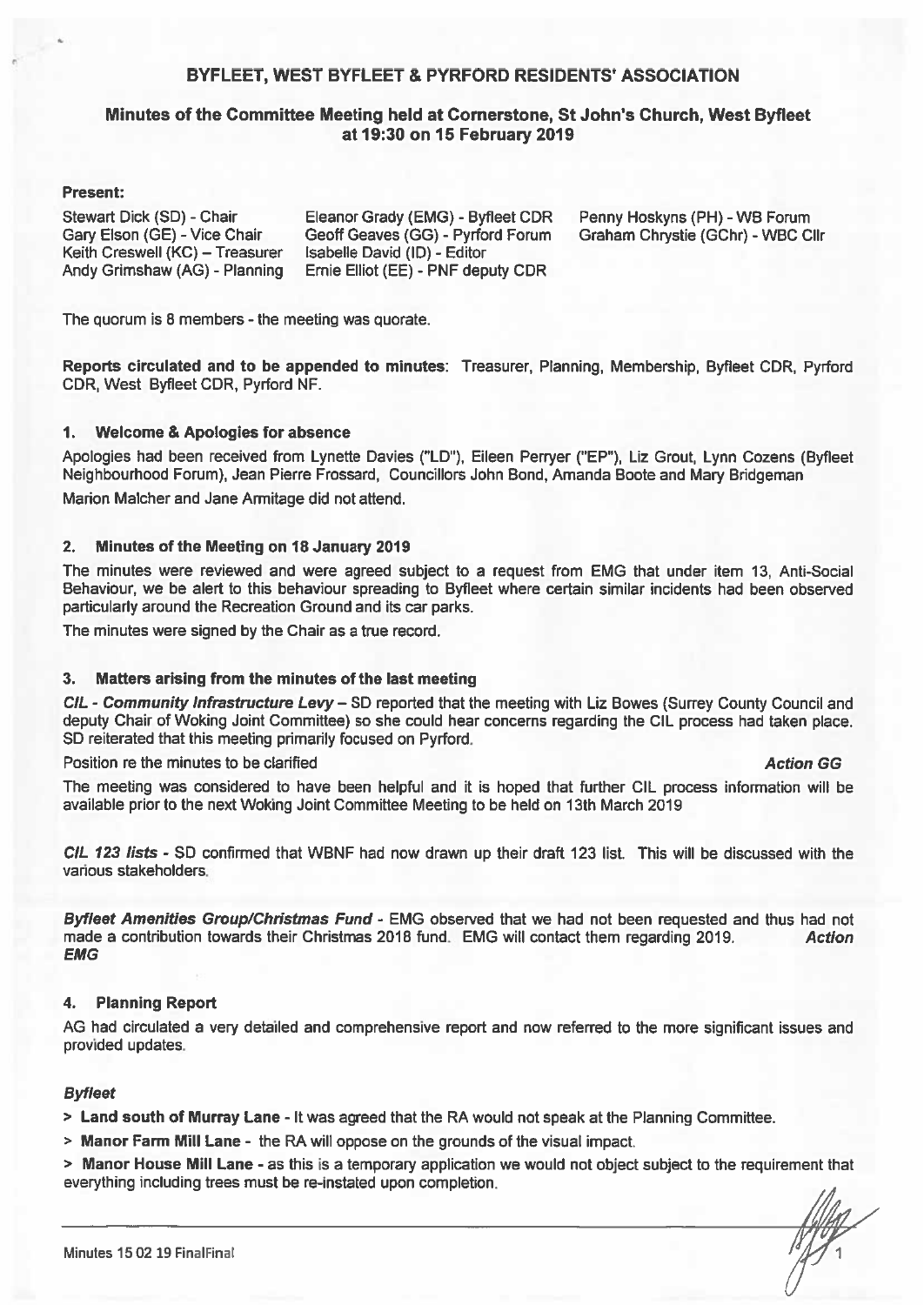# BYFLEET, WEST BYFLEET & PYRFORD RESIDENTS' ASSOCIATION

## Minutes of the Committee Meeting held at Cornerstone, St John's Church, West Byfleet at 19:30 on 15 February 2019

**Present:**

Stewart Dick (SD) - Chair
Gary Elson (GE) - Vice Chair
Keith Creswell (KC) – Treasurer
Andy Grimshaw (AG) - Planning
Eleanor Grady (EMG) - Byfleet CDR
Geoff Geaves (GG) - Pyrford Forum
Isabelle David (ID) - Editor
Ernie Elliot (EE) - PNF deputy CDR
Penny Hoskyns (PH) - WB Forum
Graham Chrystie (GChr) - WBC Cllr

The quorum is 8 members - the meeting was quorate.

**Reports circulated and to be appended to minutes**: Treasurer, Planning, Membership, Byfleet CDR, Pyrford CDR, West Byfleet CDR, Pyrford NF.

### 1. Welcome & Apologies for absence

Apologies had been received from Lynette Davies ("LD"), Eileen Perryer ("EP"), Liz Grout, Lynn Cozens (Byfleet Neighbourhood Forum), Jean Pierre Frossard, Councillors John Bond, Amanda Boote and Mary Bridgeman

Marion Malcher and Jane Armitage did not attend.

### 2. Minutes of the Meeting on 18 January 2019

The minutes were reviewed and were agreed subject to a request from EMG that under item 13, Anti-Social Behaviour, we be alert to this behaviour spreading to Byfleet where certain similar incidents had been observed particularly around the Recreation Ground and its car parks.

The minutes were signed by the Chair as a true record.

### 3. Matters arising from the minutes of the last meeting

***CIL - Community Infrastructure Levy*** – SD reported that the meeting with Liz Bowes (Surrey County Council and deputy Chair of Woking Joint Committee) so she could hear concerns regarding the CIL process had taken place. SD reiterated that this meeting primarily focused on Pyrford.

Position re the minutes to be clarified ***Action GG***

The meeting was considered to have been helpful and it is hoped that further CIL process information will be available prior to the next Woking Joint Committee Meeting to be held on 13th March 2019

***CIL 123 lists*** - SD confirmed that WBNF had now drawn up their draft 123 list. This will be discussed with the various stakeholders.

***Byfleet Amenities Group/Christmas Fund*** - EMG observed that we had not been requested and thus had not made a contribution towards their Christmas 2018 fund. EMG will contact them regarding 2019. ***Action EMG***

### 4. Planning Report

AG had circulated a very detailed and comprehensive report and now referred to the more significant issues and provided updates.

***Byfleet***

> **Land south of Murray Lane** - It was agreed that the RA would not speak at the Planning Committee.

> **Manor Farm Mill Lane** - the RA will oppose on the grounds of the visual impact.

> **Manor House Mill Lane** - as this is a temporary application we would not object subject to the requirement that everything including trees must be re-instated upon completion.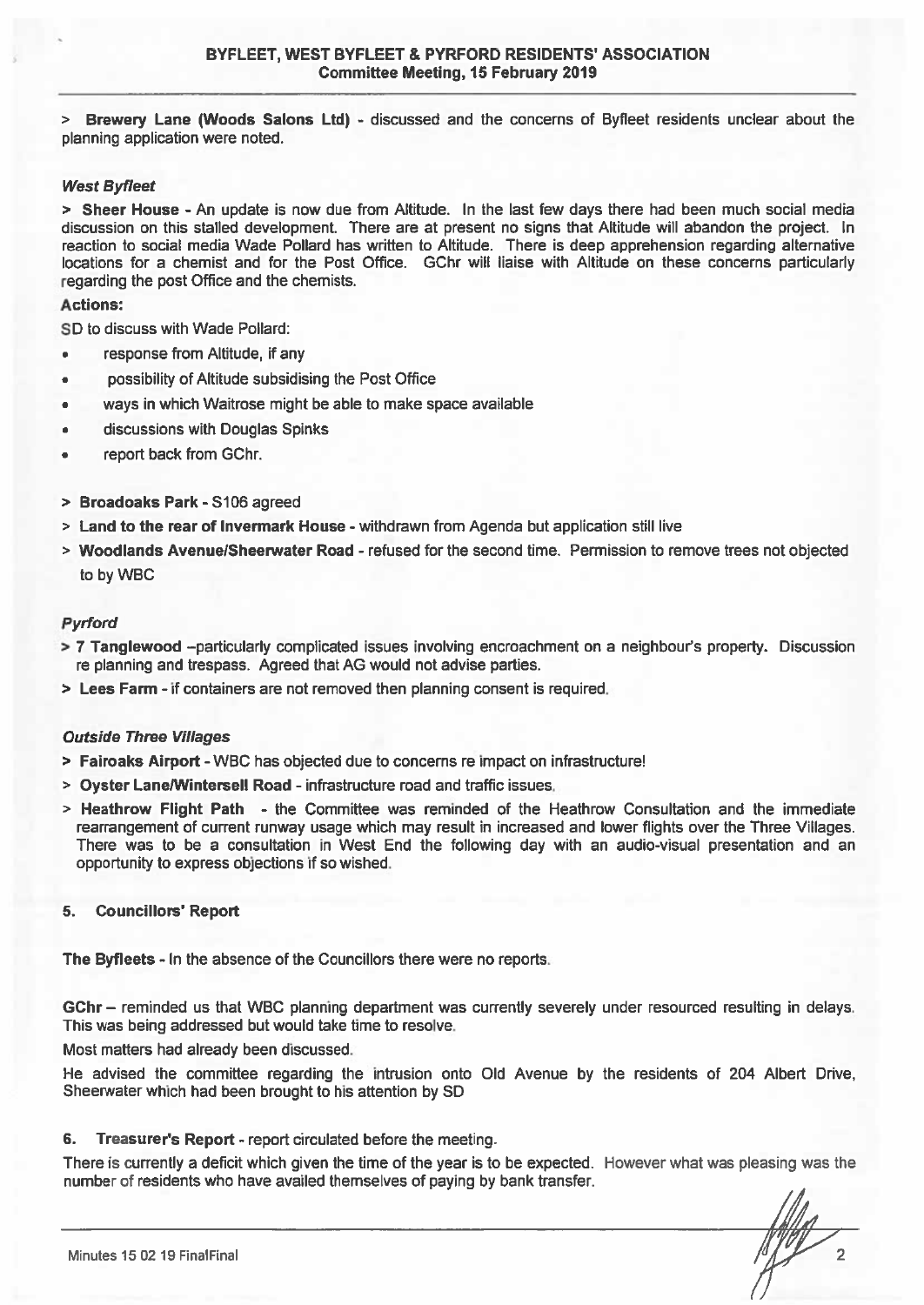> **Brewery Lane (Woods Salons Ltd)** - discussed and the concerns of Byfleet residents unclear about the planning application were noted.

***West Byfleet***

> **Sheer House** - An update is now due from Altitude. In the last few days there had been much social media discussion on this stalled development. There are at present no signs that Altitude will abandon the project. In reaction to social media Wade Pollard has written to Altitude. There is deep apprehension regarding alternative locations for a chemist and for the Post Office. GChr will liaise with Altitude on these concerns particularly regarding the post Office and the chemists.

**Actions:**

SD to discuss with Wade Pollard:

- response from Altitude, if any
- possibility of Altitude subsidising the Post Office
- ways in which Waitrose might be able to make space available
- discussions with Douglas Spinks
- report back from GChr.

> **Broadoaks Park** - S106 agreed

> **Land to the rear of Invermark House** - withdrawn from Agenda but application still live

> **Woodlands Avenue/Sheerwater Road** - refused for the second time. Permission to remove trees not objected to by WBC

***Pyrford***

> **7 Tanglewood** –particularly complicated issues involving encroachment on a neighbour's property. Discussion re planning and trespass. Agreed that AG would not advise parties.

> **Lees Farm** - if containers are not removed then planning consent is required.

***Outside Three Villages***

> **Fairoaks Airport** - WBC has objected due to concerns re impact on infrastructure!

> **Oyster Lane/Wintersell Road** - infrastructure road and traffic issues.

> **Heathrow Flight Path** - the Committee was reminded of the Heathrow Consultation and the immediate rearrangement of current runway usage which may result in increased and lower flights over the Three Villages. There was to be a consultation in West End the following day with an audio-visual presentation and an opportunity to express objections if so wished.

## 5. Councillors' Report

**The Byfleets** - In the absence of the Councillors there were no reports.

**GChr** – reminded us that WBC planning department was currently severely under resourced resulting in delays. This was being addressed but would take time to resolve.

Most matters had already been discussed.

He advised the committee regarding the intrusion onto Old Avenue by the residents of 204 Albert Drive, Sheerwater which had been brought to his attention by SD

## 6. Treasurer's Report - report circulated before the meeting.

There is currently a deficit which given the time of the year is to be expected. However what was pleasing was the number of residents who have availed themselves of paying by bank transfer.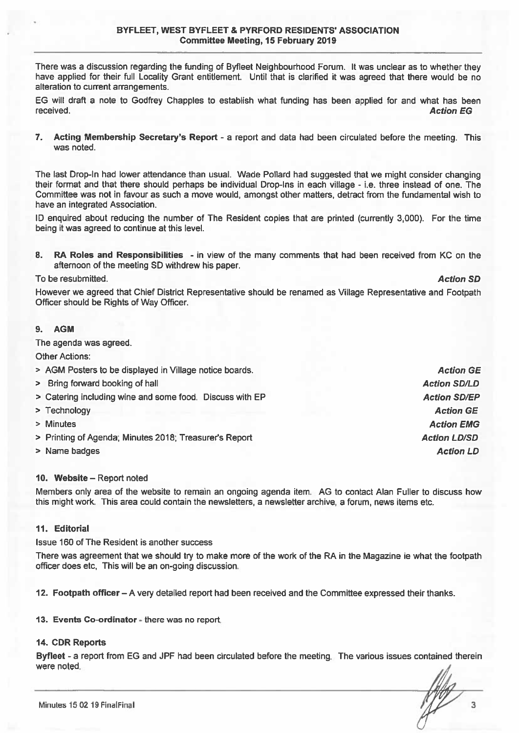There was a discussion regarding the funding of Byfleet Neighbourhood Forum. It was unclear as to whether they have applied for their full Locality Grant entitlement. Until that is clarified it was agreed that there would be no alteration to current arrangements.

EG will draft a note to Godfrey Chapples to establish what funding has been applied for and what has been received. ***Action EG***

**7. Acting Membership Secretary's Report** - a report and data had been circulated before the meeting. This was noted.

The last Drop-In had lower attendance than usual. Wade Pollard had suggested that we might consider changing their format and that there should perhaps be individual Drop-Ins in each village - i.e. three instead of one. The Committee was not in favour as such a move would, amongst other matters, detract from the fundamental wish to have an integrated Association.

ID enquired about reducing the number of The Resident copies that are printed (currently 3,000). For the time being it was agreed to continue at this level.

**8. RA Roles and Responsibilities** - in view of the many comments that had been received from KC on the afternoon of the meeting SD withdrew his paper.

To be resubmitted. ***Action SD***

However we agreed that Chief District Representative should be renamed as Village Representative and Footpath Officer should be Rights of Way Officer.

**9. AGM**

The agenda was agreed.

Other Actions:

- > AGM Posters to be displayed in Village notice boards. ***Action GE***
- > Bring forward booking of hall ***Action SD/LD***
- > Catering including wine and some food. Discuss with EP ***Action SD/EP***
- > Technology ***Action GE***
- > Minutes ***Action EMG***
- > Printing of Agenda; Minutes 2018; Treasurer's Report ***Action LD/SD***
- > Name badges ***Action LD***

**10. Website** – Report noted

Members only area of the website to remain an ongoing agenda item. AG to contact Alan Fuller to discuss how this might work. This area could contain the newsletters, a newsletter archive, a forum, news items etc.

**11. Editorial**

Issue 160 of The Resident is another success

There was agreement that we should try to make more of the work of the RA in the Magazine ie what the footpath officer does etc, This will be an on-going discussion.

**12. Footpath officer** – A very detailed report had been received and the Committee expressed their thanks.

**13. Events Co-ordinator** - there was no report.

**14. CDR Reports**

**Byfleet** - a report from EG and JPF had been circulated before the meeting. The various issues contained therein were noted.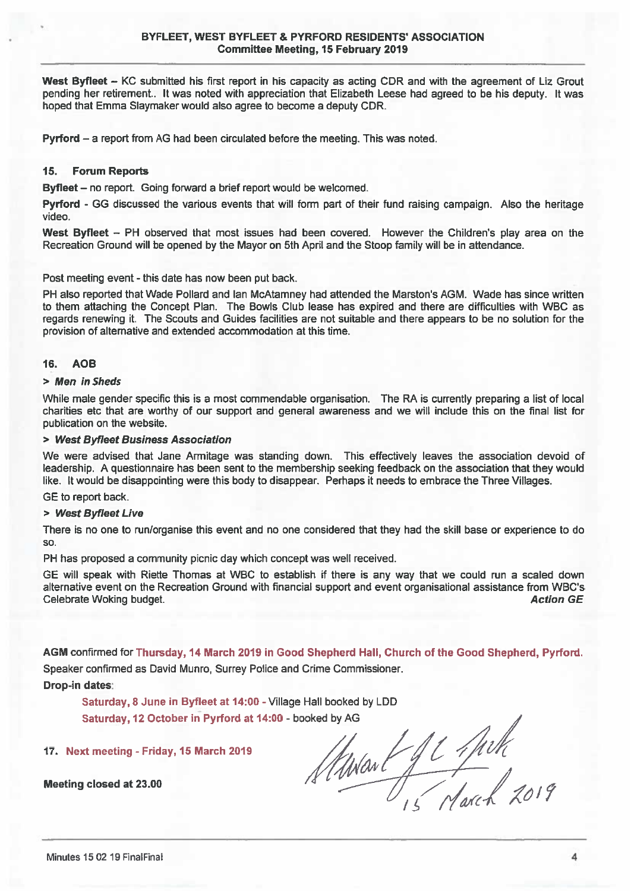**West Byfleet** – KC submitted his first report in his capacity as acting CDR and with the agreement of Liz Grout pending her retirement.. It was noted with appreciation that Elizabeth Leese had agreed to be his deputy. It was hoped that Emma Slaymaker would also agree to become a deputy CDR.

**Pyrford** – a report from AG had been circulated before the meeting. This was noted.

### 15. Forum Reports

**Byfleet** – no report. Going forward a brief report would be welcomed.

**Pyrford** - GG discussed the various events that will form part of their fund raising campaign. Also the heritage video.

**West Byfleet** – PH observed that most issues had been covered. However the Children's play area on the Recreation Ground will be opened by the Mayor on 5th April and the Stoop family will be in attendance.

Post meeting event - this date has now been put back.

PH also reported that Wade Pollard and Ian McAtamney had attended the Marston's AGM. Wade has since written to them attaching the Concept Plan. The Bowls Club lease has expired and there are difficulties with WBC as regards renewing it. The Scouts and Guides facilities are not suitable and there appears to be no solution for the provision of alternative and extended accommodation at this time.

### 16. AOB

**> *Men in Sheds***

While male gender specific this is a most commendable organisation. The RA is currently preparing a list of local charities etc that are worthy of our support and general awareness and we will include this on the final list for publication on the website.

**> *West Byfleet Business Association***

We were advised that Jane Armitage was standing down. This effectively leaves the association devoid of leadership. A questionnaire has been sent to the membership seeking feedback on the association that they would like. It would be disappointing were this body to disappear. Perhaps it needs to embrace the Three Villages.

GE to report back.

**> *West Byfleet Live***

There is no one to run/organise this event and no one considered that they had the skill base or experience to do so.

PH has proposed a community picnic day which concept was well received.

GE will speak with Riette Thomas at WBC to establish if there is any way that we could run a scaled down alternative event on the Recreation Ground with financial support and event organisational assistance from WBC's Celebrate Woking budget. ***Action GE***

**AGM** confirmed for **Thursday, 14 March 2019 in Good Shepherd Hall, Church of the Good Shepherd, Pyrford.**
Speaker confirmed as David Munro, Surrey Police and Crime Commissioner.

**Drop-in dates**:

> **Saturday, 8 June in Byfleet at 14:00** - Village Hall booked by LDD
> **Saturday, 12 October in Pyrford at 14:00** - booked by AG

### 17. Next meeting - Friday, 15 March 2019

**Meeting closed at 23.00**

Stuart G C Peck
15 March 2019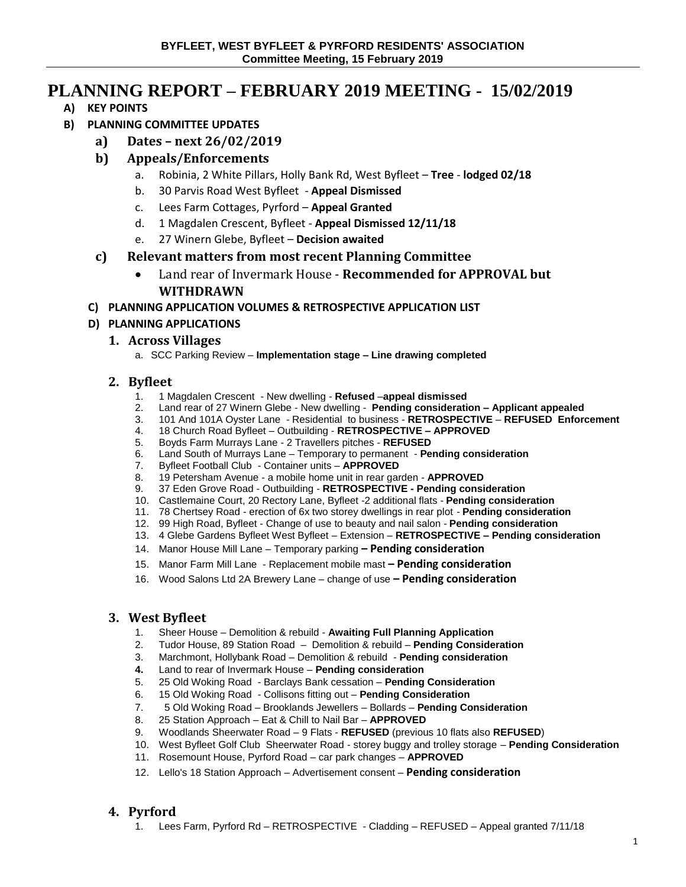# PLANNING REPORT – FEBRUARY 2019 MEETING - 15/02/2019

- **A) KEY POINTS**
- **B) PLANNING COMMITTEE UPDATES**
  - **a) Dates – next 26/02/2019**
  - **b) Appeals/Enforcements**
    - a. Robinia, 2 White Pillars, Holly Bank Rd, West Byfleet – **Tree** - **lodged 02/18**
    - b. 30 Parvis Road West Byfleet - **Appeal Dismissed**
    - c. Lees Farm Cottages, Pyrford – **Appeal Granted**
    - d. 1 Magdalen Crescent, Byfleet - **Appeal Dismissed 12/11/18**
    - e. 27 Winern Glebe, Byfleet – **Decision awaited**
  - **c) Relevant matters from most recent Planning Committee**
    - Land rear of Invermark House - **Recommended for APPROVAL but WITHDRAWN**
- **C) PLANNING APPLICATION VOLUMES & RETROSPECTIVE APPLICATION LIST**
- **D) PLANNING APPLICATIONS**

### 1. Across Villages

a. SCC Parking Review – **Implementation stage – Line drawing completed**

### 2. Byfleet

1. 1 Magdalen Crescent - New dwelling - **Refused** –**appeal dismissed**
2. Land rear of 27 Winern Glebe - New dwelling - **Pending consideration – Applicant appealed**
3. 101 And 101A Oyster Lane - Residential to business - **RETROSPECTIVE** – **REFUSED Enforcement**
4. 18 Church Road Byfleet – Outbuilding - **RETROSPECTIVE – APPROVED**
5. Boyds Farm Murrays Lane - 2 Travellers pitches - **REFUSED**
6. Land South of Murrays Lane – Temporary to permanent - **Pending consideration**
7. Byfleet Football Club - Container units – **APPROVED**
8. 19 Petersham Avenue - a mobile home unit in rear garden - **APPROVED**
9. 37 Eden Grove Road - Outbuilding - **RETROSPECTIVE - Pending consideration**
10. Castlemaine Court, 20 Rectory Lane, Byfleet -2 additional flats - **Pending consideration**
11. 78 Chertsey Road - erection of 6x two storey dwellings in rear plot - **Pending consideration**
12. 99 High Road, Byfleet - Change of use to beauty and nail salon - **Pending consideration**
13. 4 Glebe Gardens Byfleet West Byfleet – Extension – **RETROSPECTIVE – Pending consideration**
14. Manor House Mill Lane – Temporary parking **– Pending consideration**
15. Manor Farm Mill Lane - Replacement mobile mast **– Pending consideration**
16. Wood Salons Ltd 2A Brewery Lane – change of use **– Pending consideration**

### 3. West Byfleet

1. Sheer House – Demolition & rebuild - **Awaiting Full Planning Application**
2. Tudor House, 89 Station Road – Demolition & rebuild – **Pending Consideration**
3. Marchmont, Hollybank Road – Demolition & rebuild - **Pending consideration**
4. Land to rear of Invermark House – **Pending consideration**
5. 25 Old Woking Road - Barclays Bank cessation – **Pending Consideration**
6. 15 Old Woking Road - Collisons fitting out – **Pending Consideration**
7. 5 Old Woking Road – Brooklands Jewellers – Bollards – **Pending Consideration**
8. 25 Station Approach – Eat & Chill to Nail Bar – **APPROVED**
9. Woodlands Sheerwater Road – 9 Flats - **REFUSED** (previous 10 flats also **REFUSED**)
10. West Byfleet Golf Club Sheerwater Road - storey buggy and trolley storage – **Pending Consideration**
11. Rosemount House, Pyrford Road – car park changes – **APPROVED**
12. Lello's 18 Station Approach – Advertisement consent – **Pending consideration**

### 4. Pyrford

1. Lees Farm, Pyrford Rd – RETROSPECTIVE - Cladding – REFUSED – Appeal granted 7/11/18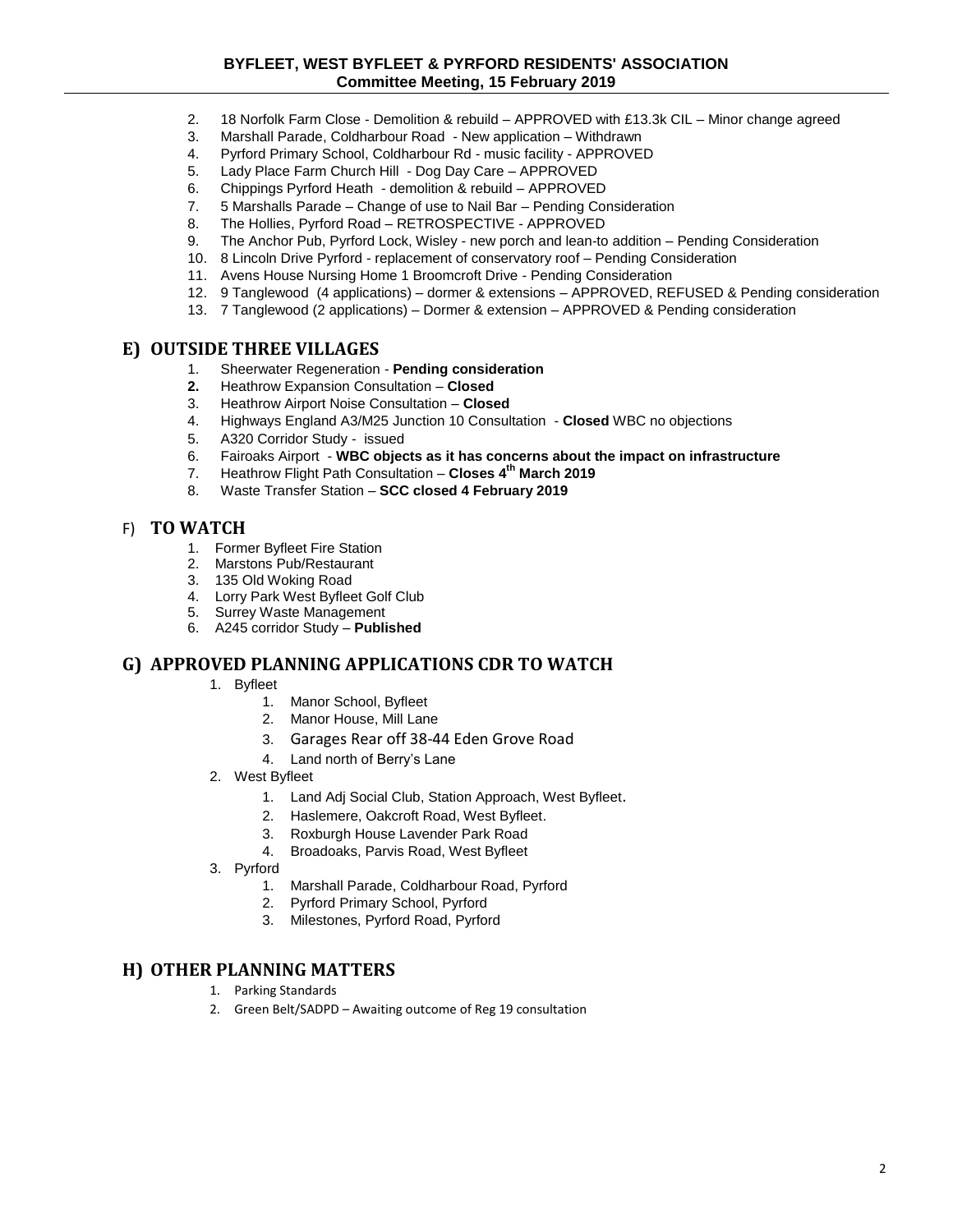2. 18 Norfolk Farm Close - Demolition & rebuild – APPROVED with £13.3k CIL – Minor change agreed
3. Marshall Parade, Coldharbour Road - New application – Withdrawn
4. Pyrford Primary School, Coldharbour Rd - music facility - APPROVED
5. Lady Place Farm Church Hill - Dog Day Care – APPROVED
6. Chippings Pyrford Heath - demolition & rebuild – APPROVED
7. 5 Marshalls Parade – Change of use to Nail Bar – Pending Consideration
8. The Hollies, Pyrford Road – RETROSPECTIVE - APPROVED
9. The Anchor Pub, Pyrford Lock, Wisley - new porch and lean-to addition – Pending Consideration
10. 8 Lincoln Drive Pyrford - replacement of conservatory roof – Pending Consideration
11. Avens House Nursing Home 1 Broomcroft Drive - Pending Consideration
12. 9 Tanglewood (4 applications) – dormer & extensions – APPROVED, REFUSED & Pending consideration
13. 7 Tanglewood (2 applications) – Dormer & extension – APPROVED & Pending consideration

## E) OUTSIDE THREE VILLAGES

1. Sheerwater Regeneration - **Pending consideration**
2. Heathrow Expansion Consultation – **Closed**
3. Heathrow Airport Noise Consultation – **Closed**
4. Highways England A3/M25 Junction 10 Consultation - **Closed** WBC no objections
5. A320 Corridor Study - issued
6. Fairoaks Airport - **WBC objects as it has concerns about the impact on infrastructure**
7. Heathrow Flight Path Consultation – **Closes 4th March 2019**
8. Waste Transfer Station – **SCC closed 4 February 2019**

## F) TO WATCH

1. Former Byfleet Fire Station
2. Marstons Pub/Restaurant
3. 135 Old Woking Road
4. Lorry Park West Byfleet Golf Club
5. Surrey Waste Management
6. A245 corridor Study – **Published**

## G) APPROVED PLANNING APPLICATIONS CDR TO WATCH

1. Byfleet
   1. Manor School, Byfleet
   2. Manor House, Mill Lane
   3. Garages Rear off 38-44 Eden Grove Road
   4. Land north of Berry's Lane
2. West Byfleet
   1. Land Adj Social Club, Station Approach, West Byfleet.
   2. Haslemere, Oakcroft Road, West Byfleet.
   3. Roxburgh House Lavender Park Road
   4. Broadoaks, Parvis Road, West Byfleet
3. Pyrford
   1. Marshall Parade, Coldharbour Road, Pyrford
   2. Pyrford Primary School, Pyrford
   3. Milestones, Pyrford Road, Pyrford

## H) OTHER PLANNING MATTERS

1. Parking Standards
2. Green Belt/SADPD – Awaiting outcome of Reg 19 consultation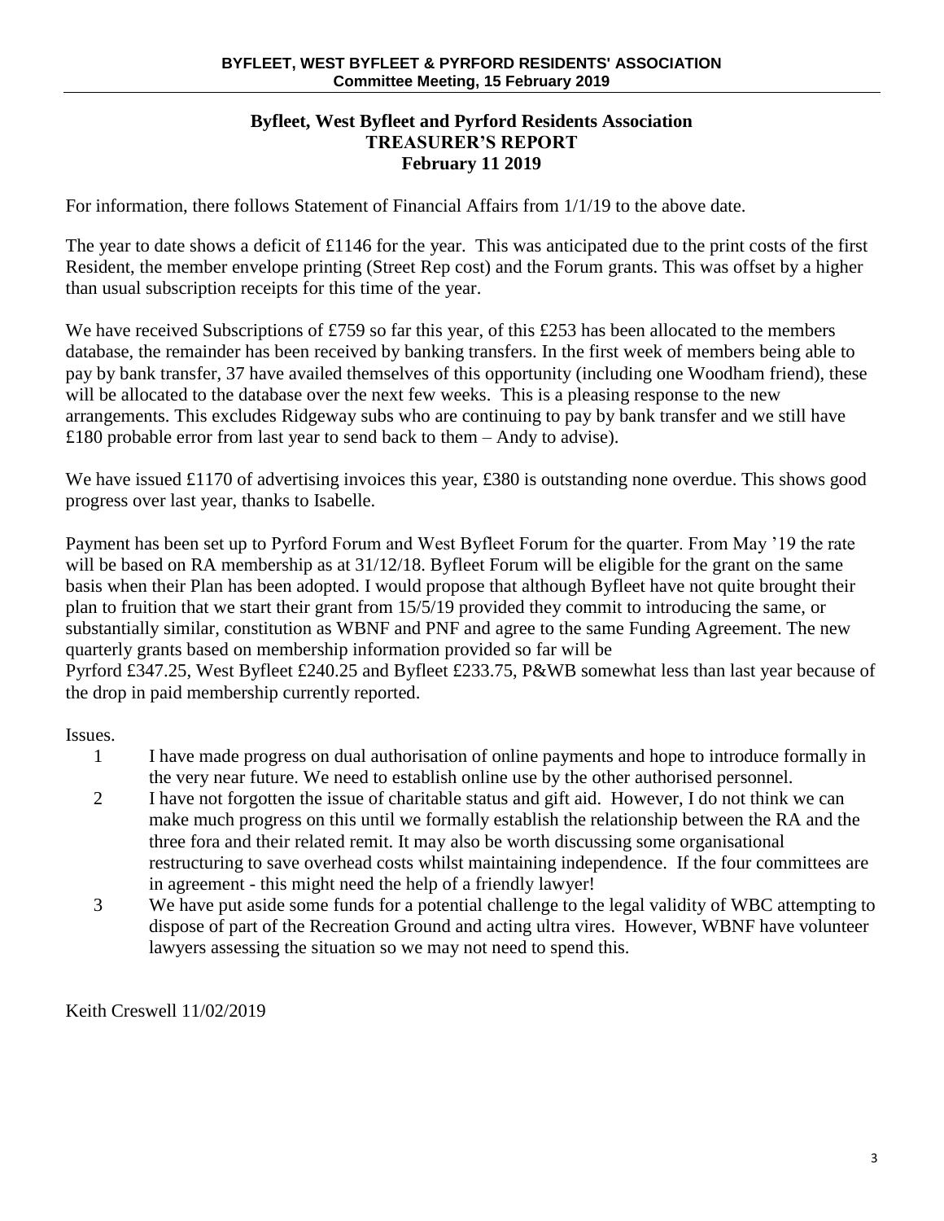**Byfleet, West Byfleet and Pyrford Residents Association**
**TREASURER'S REPORT**
**February 11 2019**

For information, there follows Statement of Financial Affairs from 1/1/19 to the above date.

The year to date shows a deficit of £1146 for the year. This was anticipated due to the print costs of the first Resident, the member envelope printing (Street Rep cost) and the Forum grants. This was offset by a higher than usual subscription receipts for this time of the year.

We have received Subscriptions of £759 so far this year, of this £253 has been allocated to the members database, the remainder has been received by banking transfers. In the first week of members being able to pay by bank transfer, 37 have availed themselves of this opportunity (including one Woodham friend), these will be allocated to the database over the next few weeks. This is a pleasing response to the new arrangements. This excludes Ridgeway subs who are continuing to pay by bank transfer and we still have £180 probable error from last year to send back to them – Andy to advise).

We have issued £1170 of advertising invoices this year, £380 is outstanding none overdue. This shows good progress over last year, thanks to Isabelle.

Payment has been set up to Pyrford Forum and West Byfleet Forum for the quarter. From May '19 the rate will be based on RA membership as at 31/12/18. Byfleet Forum will be eligible for the grant on the same basis when their Plan has been adopted. I would propose that although Byfleet have not quite brought their plan to fruition that we start their grant from 15/5/19 provided they commit to introducing the same, or substantially similar, constitution as WBNF and PNF and agree to the same Funding Agreement. The new quarterly grants based on membership information provided so far will be
Pyrford £347.25, West Byfleet £240.25 and Byfleet £233.75, P&WB somewhat less than last year because of the drop in paid membership currently reported.

Issues.

1. I have made progress on dual authorisation of online payments and hope to introduce formally in the very near future. We need to establish online use by the other authorised personnel.
2. I have not forgotten the issue of charitable status and gift aid. However, I do not think we can make much progress on this until we formally establish the relationship between the RA and the three fora and their related remit. It may also be worth discussing some organisational restructuring to save overhead costs whilst maintaining independence. If the four committees are in agreement - this might need the help of a friendly lawyer!
3. We have put aside some funds for a potential challenge to the legal validity of WBC attempting to dispose of part of the Recreation Ground and acting ultra vires. However, WBNF have volunteer lawyers assessing the situation so we may not need to spend this.

Keith Creswell 11/02/2019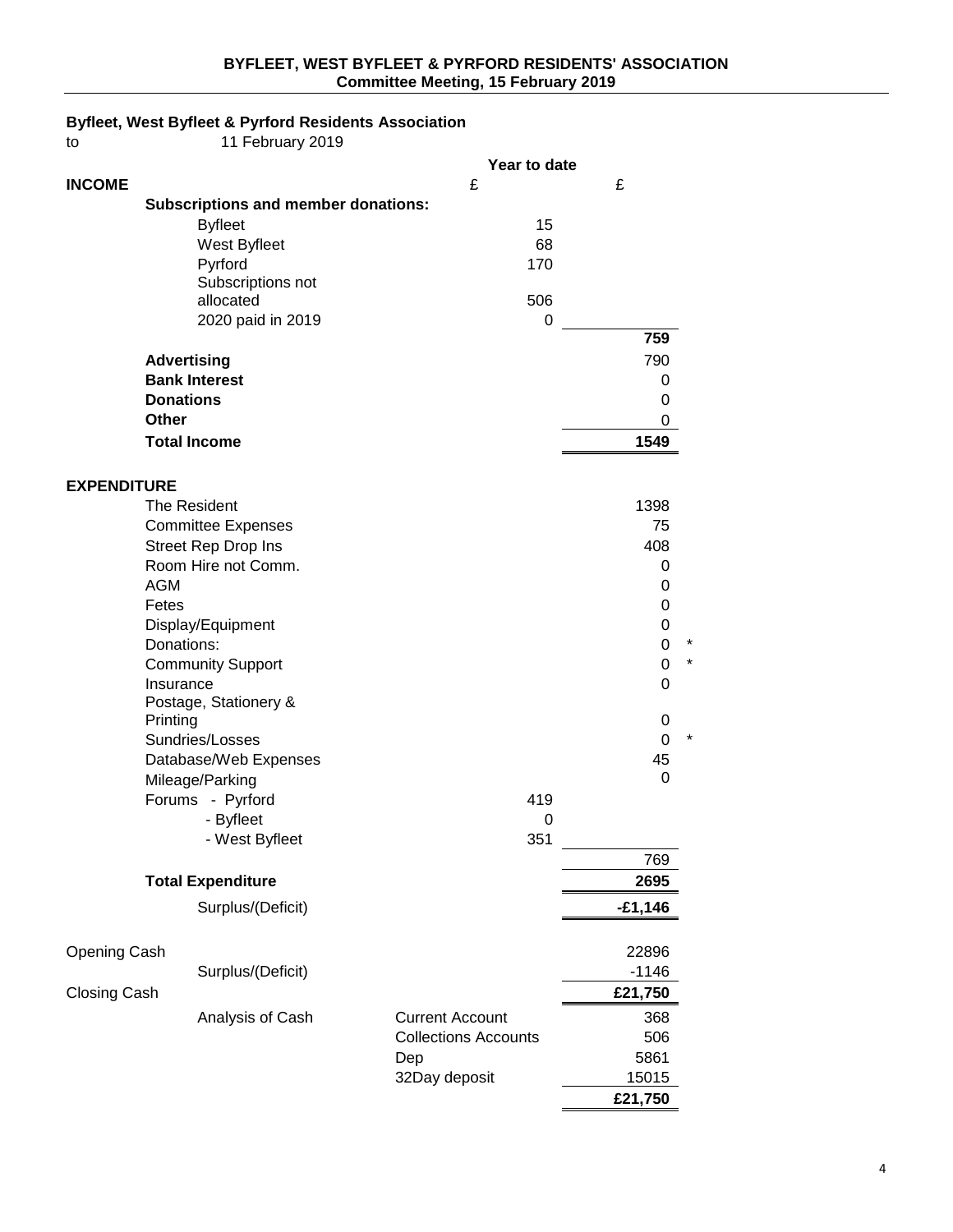**BYFLEET, WEST BYFLEET & PYRFORD RESIDENTS' ASSOCIATION**
**Committee Meeting, 15 February 2019**

**Byfleet, West Byfleet & Pyrford Residents Association**
to 11 February 2019

| | | Year to date | | |
|---|---|---|---|---|
| **INCOME** | | £ | £ | |
| **Subscriptions and member donations:** | | | | |
| | Byfleet | 15 | | |
| | West Byfleet | 68 | | |
| | Pyrford | 170 | | |
| | Subscriptions not allocated | 506 | | |
| | 2020 paid in 2019 | 0 | | |
| | | | **759** | |
| **Advertising** | | | 790 | |
| **Bank Interest** | | | 0 | |
| **Donations** | | | 0 | |
| **Other** | | | 0 | |
| **Total Income** | | | **1549** | |
| | | | | |
| **EXPENDITURE** | | | | |
| The Resident | | | 1398 | |
| Committee Expenses | | | 75 | |
| Street Rep Drop Ins | | | 408 | |
| Room Hire not Comm. | | | 0 | |
| AGM | | | 0 | |
| Fetes | | | 0 | |
| Display/Equipment | | | 0 | |
| Donations: | | | 0 | * |
| Community Support | | | 0 | * |
| Insurance | | | 0 | |
| Postage, Stationery & Printing | | | 0 | |
| Sundries/Losses | | | 0 | * |
| Database/Web Expenses | | | 45 | |
| Mileage/Parking | | | 0 | |
| Forums - Pyrford | | 419 | | |
| - Byfleet | | 0 | | |
| - West Byfleet | | 351 | | |
| | | | 769 | |
| **Total Expenditure** | | | **2695** | |
| | Surplus/(Deficit) | | **-£1,146** | |
| | | | | |
| Opening Cash | | | 22896 | |
| | Surplus/(Deficit) | | -1146 | |
| Closing Cash | | | **£21,750** | |
| | Analysis of Cash | Current Account | 368 | |
| | | Collections Accounts | 506 | |
| | | Dep | 5861 | |
| | | 32Day deposit | 15015 | |
| | | | **£21,750** | |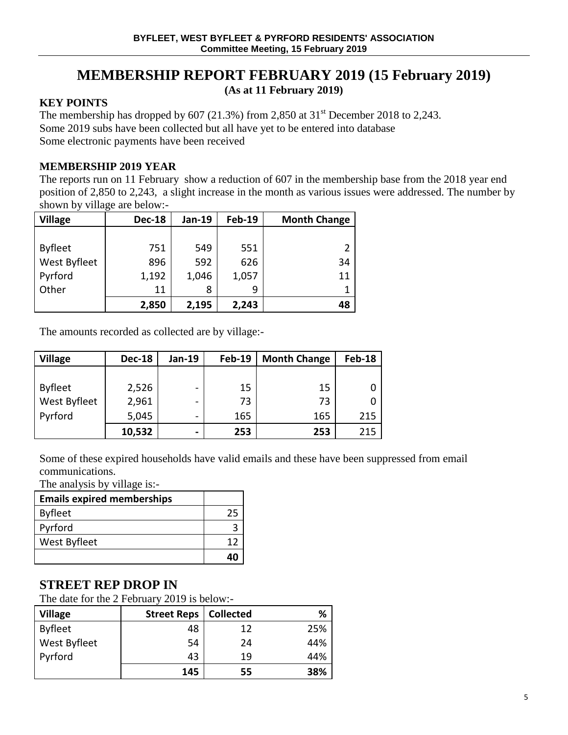# MEMBERSHIP REPORT FEBRUARY 2019 (15 February 2019)

**(As at 11 February 2019)**

## KEY POINTS

The membership has dropped by 607 (21.3%) from 2,850 at 31st December 2018 to 2,243.
Some 2019 subs have been collected but all have yet to be entered into database
Some electronic payments have been received

## MEMBERSHIP 2019 YEAR

The reports run on 11 February show a reduction of 607 in the membership base from the 2018 year end position of 2,850 to 2,243, a slight increase in the month as various issues were addressed. The number by shown by village are below:-

| Village | Dec-18 | Jan-19 | Feb-19 | Month Change |
|---|---|---|---|---|
| Byfleet | 751 | 549 | 551 | 2 |
| West Byfleet | 896 | 592 | 626 | 34 |
| Pyrford | 1,192 | 1,046 | 1,057 | 11 |
| Other | 11 | 8 | 9 | 1 |
| | **2,850** | **2,195** | **2,243** | **48** |

The amounts recorded as collected are by village:-

| Village | Dec-18 | Jan-19 | Feb-19 | Month Change | Feb-18 |
|---|---|---|---|---|---|
| Byfleet | 2,526 | - | 15 | 15 | 0 |
| West Byfleet | 2,961 | - | 73 | 73 | 0 |
| Pyrford | 5,045 | - | 165 | 165 | 215 |
| | **10,532** | **-** | **253** | **253** | 215 |

Some of these expired households have valid emails and these have been suppressed from email communications.

The analysis by village is:-

| Emails expired memberships | |
|---|---|
| Byfleet | 25 |
| Pyrford | 3 |
| West Byfleet | 12 |
| | **40** |

## STREET REP DROP IN

The date for the 2 February 2019 is below:-

| Village | Street Reps | Collected | % |
|---|---|---|---|
| Byfleet | 48 | 12 | 25% |
| West Byfleet | 54 | 24 | 44% |
| Pyrford | 43 | 19 | 44% |
| | **145** | **55** | **38%** |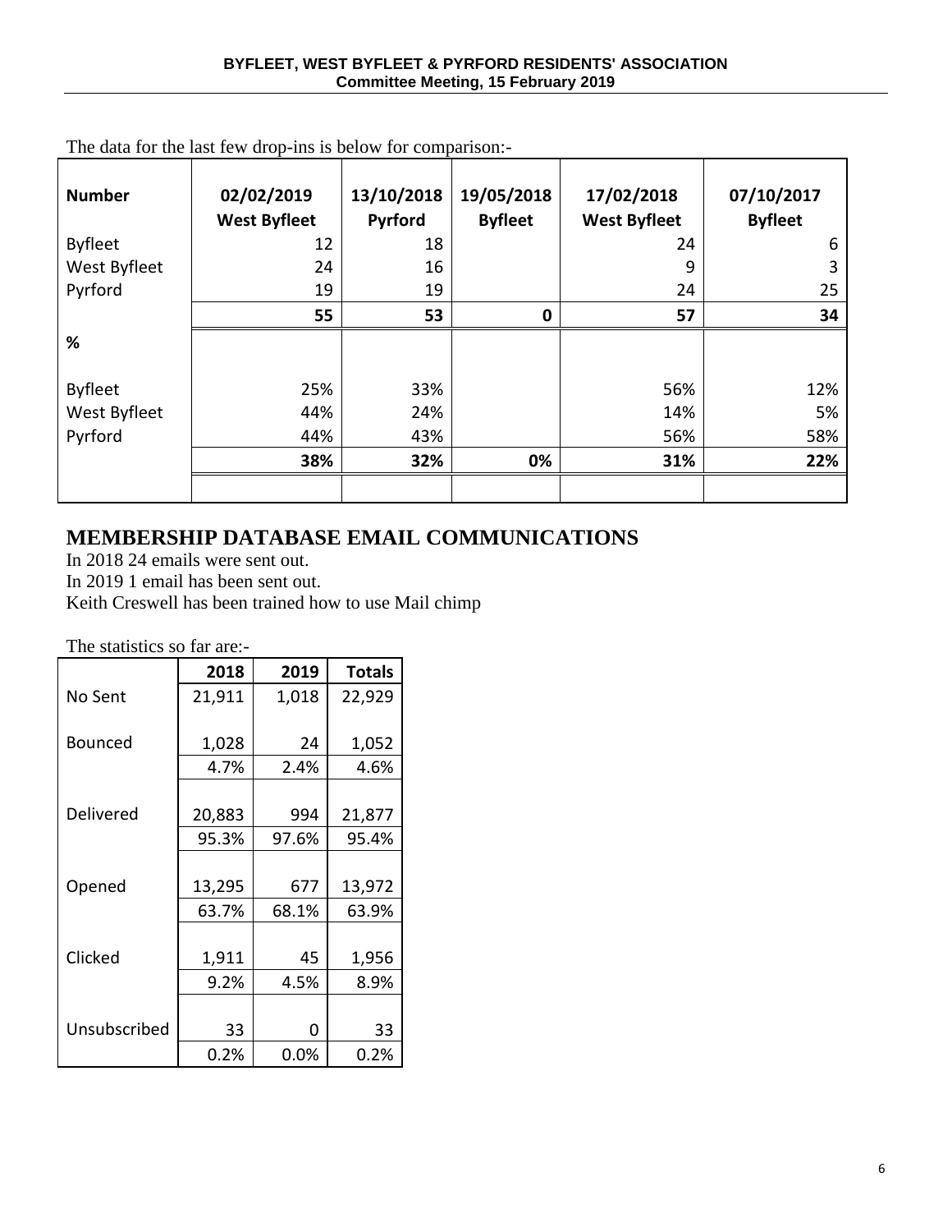The data for the last few drop-ins is below for comparison:-

| Number | 02/02/2019 West Byfleet | 13/10/2018 Pyrford | 19/05/2018 Byfleet | 17/02/2018 West Byfleet | 07/10/2017 Byfleet |
|---|---|---|---|---|---|
| Byfleet | 12 | 18 | | 24 | 6 |
| West Byfleet | 24 | 16 | | 9 | 3 |
| Pyrford | 19 | 19 | | 24 | 25 |
| | **55** | **53** | **0** | **57** | **34** |
| **%** | | | | | |
| Byfleet | 25% | 33% | | 56% | 12% |
| West Byfleet | 44% | 24% | | 14% | 5% |
| Pyrford | 44% | 43% | | 56% | 58% |
| | **38%** | **32%** | **0%** | **31%** | **22%** |

## MEMBERSHIP DATABASE EMAIL COMMUNICATIONS

In 2018 24 emails were sent out.
In 2019 1 email has been sent out.
Keith Creswell has been trained how to use Mail chimp

The statistics so far are:-

| | 2018 | 2019 | Totals |
|---|---|---|---|
| No Sent | 21,911 | 1,018 | 22,929 |
| Bounced | 1,028 | 24 | 1,052 |
| | 4.7% | 2.4% | 4.6% |
| Delivered | 20,883 | 994 | 21,877 |
| | 95.3% | 97.6% | 95.4% |
| Opened | 13,295 | 677 | 13,972 |
| | 63.7% | 68.1% | 63.9% |
| Clicked | 1,911 | 45 | 1,956 |
| | 9.2% | 4.5% | 8.9% |
| Unsubscribed | 33 | 0 | 33 |
| | 0.2% | 0.0% | 0.2% |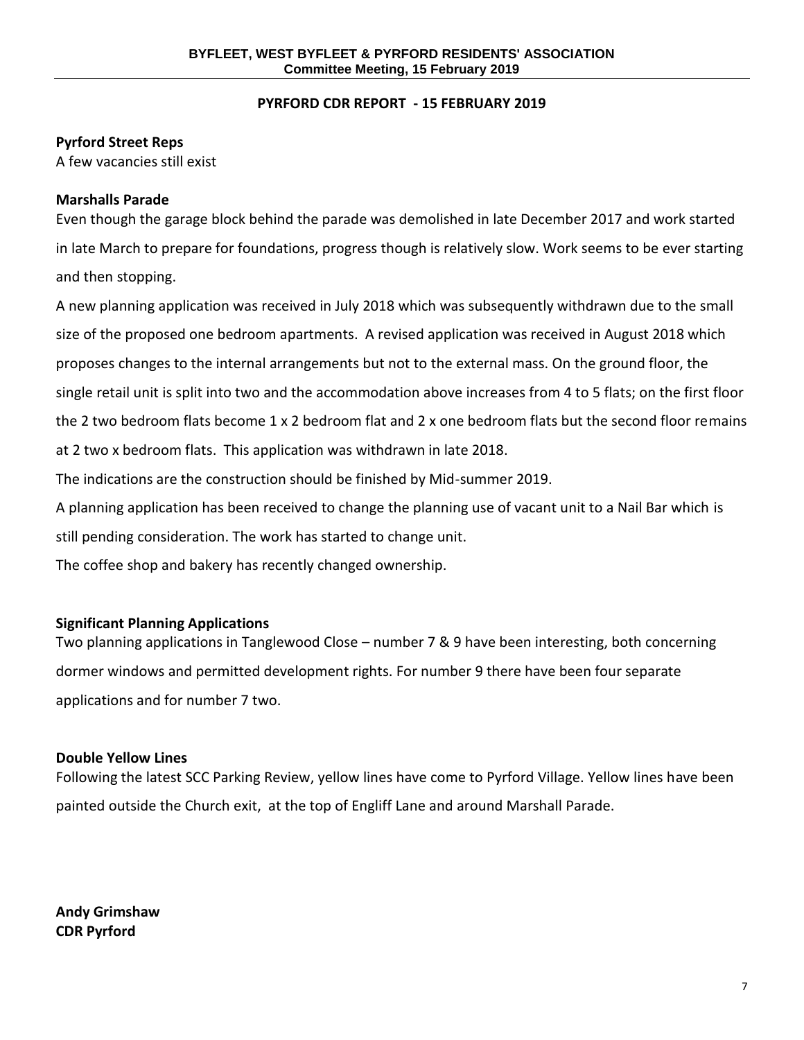## PYRFORD CDR REPORT - 15 FEBRUARY 2019

**Pyrford Street Reps**

A few vacancies still exist

**Marshalls Parade**

Even though the garage block behind the parade was demolished in late December 2017 and work started in late March to prepare for foundations, progress though is relatively slow. Work seems to be ever starting and then stopping.

A new planning application was received in July 2018 which was subsequently withdrawn due to the small size of the proposed one bedroom apartments. A revised application was received in August 2018 which proposes changes to the internal arrangements but not to the external mass. On the ground floor, the single retail unit is split into two and the accommodation above increases from 4 to 5 flats; on the first floor the 2 two bedroom flats become 1 x 2 bedroom flat and 2 x one bedroom flats but the second floor remains at 2 two x bedroom flats. This application was withdrawn in late 2018.

The indications are the construction should be finished by Mid-summer 2019.

A planning application has been received to change the planning use of vacant unit to a Nail Bar which is still pending consideration. The work has started to change unit.

The coffee shop and bakery has recently changed ownership.

**Significant Planning Applications**

Two planning applications in Tanglewood Close – number 7 & 9 have been interesting, both concerning dormer windows and permitted development rights. For number 9 there have been four separate applications and for number 7 two.

**Double Yellow Lines**

Following the latest SCC Parking Review, yellow lines have come to Pyrford Village. Yellow lines have been painted outside the Church exit, at the top of Engliff Lane and around Marshall Parade.

**Andy Grimshaw**
**CDR Pyrford**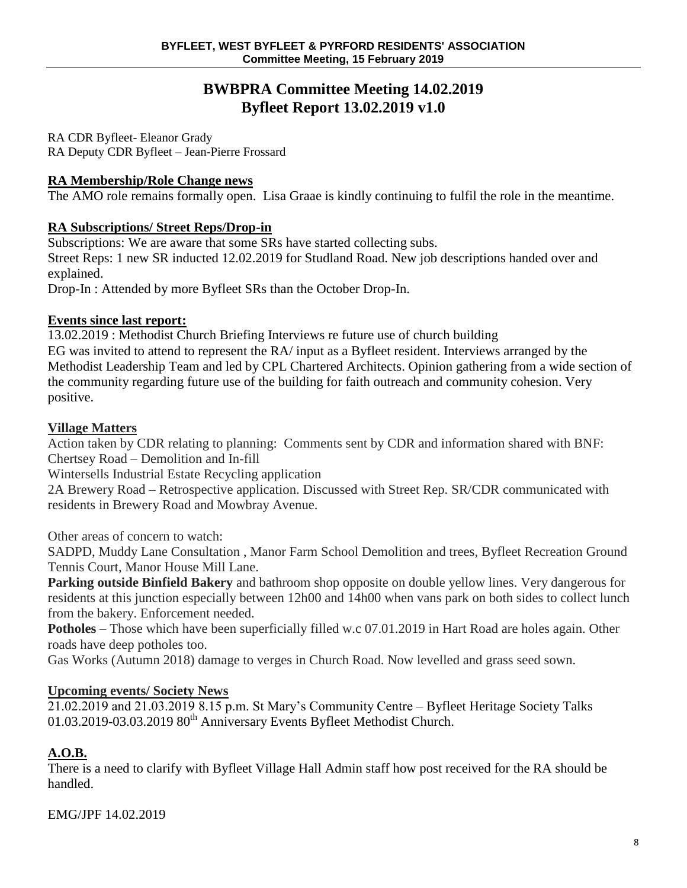# BWBPRA Committee Meeting 14.02.2019
# Byfleet Report 13.02.2019 v1.0

RA CDR Byfleet- Eleanor Grady
RA Deputy CDR Byfleet – Jean-Pierre Frossard

## RA Membership/Role Change news

The AMO role remains formally open. Lisa Graae is kindly continuing to fulfil the role in the meantime.

## RA Subscriptions/ Street Reps/Drop-in

Subscriptions: We are aware that some SRs have started collecting subs.
Street Reps: 1 new SR inducted 12.02.2019 for Studland Road. New job descriptions handed over and explained.
Drop-In : Attended by more Byfleet SRs than the October Drop-In.

## Events since last report:

13.02.2019 : Methodist Church Briefing Interviews re future use of church building
EG was invited to attend to represent the RA/ input as a Byfleet resident. Interviews arranged by the Methodist Leadership Team and led by CPL Chartered Architects. Opinion gathering from a wide section of the community regarding future use of the building for faith outreach and community cohesion. Very positive.

## Village Matters

Action taken by CDR relating to planning: Comments sent by CDR and information shared with BNF:
Chertsey Road – Demolition and In-fill
Wintersells Industrial Estate Recycling application
2A Brewery Road – Retrospective application. Discussed with Street Rep. SR/CDR communicated with residents in Brewery Road and Mowbray Avenue.

Other areas of concern to watch:
SADPD, Muddy Lane Consultation , Manor Farm School Demolition and trees, Byfleet Recreation Ground Tennis Court, Manor House Mill Lane.
**Parking outside Binfield Bakery** and bathroom shop opposite on double yellow lines. Very dangerous for residents at this junction especially between 12h00 and 14h00 when vans park on both sides to collect lunch from the bakery. Enforcement needed.
**Potholes** – Those which have been superficially filled w.c 07.01.2019 in Hart Road are holes again. Other roads have deep potholes too.
Gas Works (Autumn 2018) damage to verges in Church Road. Now levelled and grass seed sown.

## Upcoming events/ Society News

21.02.2019 and 21.03.2019 8.15 p.m. St Mary's Community Centre – Byfleet Heritage Society Talks
01.03.2019-03.03.2019 80th Anniversary Events Byfleet Methodist Church.

## A.O.B.

There is a need to clarify with Byfleet Village Hall Admin staff how post received for the RA should be handled.

EMG/JPF 14.02.2019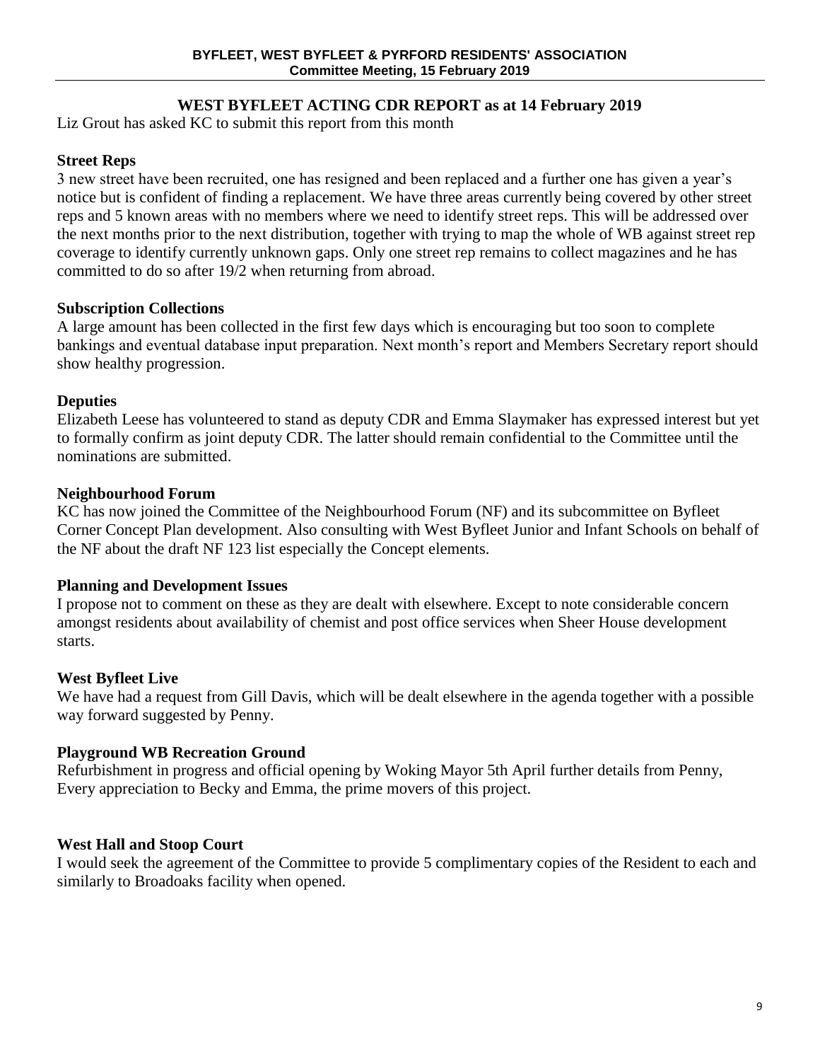## WEST BYFLEET ACTING CDR REPORT as at 14 February 2019

Liz Grout has asked KC to submit this report from this month

### Street Reps

3 new street have been recruited, one has resigned and been replaced and a further one has given a year's notice but is confident of finding a replacement. We have three areas currently being covered by other street reps and 5 known areas with no members where we need to identify street reps. This will be addressed over the next months prior to the next distribution, together with trying to map the whole of WB against street rep coverage to identify currently unknown gaps. Only one street rep remains to collect magazines and he has committed to do so after 19/2 when returning from abroad.

### Subscription Collections

A large amount has been collected in the first few days which is encouraging but too soon to complete bankings and eventual database input preparation. Next month's report and Members Secretary report should show healthy progression.

### Deputies

Elizabeth Leese has volunteered to stand as deputy CDR and Emma Slaymaker has expressed interest but yet to formally confirm as joint deputy CDR. The latter should remain confidential to the Committee until the nominations are submitted.

### Neighbourhood Forum

KC has now joined the Committee of the Neighbourhood Forum (NF) and its subcommittee on Byfleet Corner Concept Plan development. Also consulting with West Byfleet Junior and Infant Schools on behalf of the NF about the draft NF 123 list especially the Concept elements.

### Planning and Development Issues

I propose not to comment on these as they are dealt with elsewhere. Except to note considerable concern amongst residents about availability of chemist and post office services when Sheer House development starts.

### West Byfleet Live

We have had a request from Gill Davis, which will be dealt elsewhere in the agenda together with a possible way forward suggested by Penny.

### Playground WB Recreation Ground

Refurbishment in progress and official opening by Woking Mayor 5th April further details from Penny, Every appreciation to Becky and Emma, the prime movers of this project.

### West Hall and Stoop Court

I would seek the agreement of the Committee to provide 5 complimentary copies of the Resident to each and similarly to Broadoaks facility when opened.